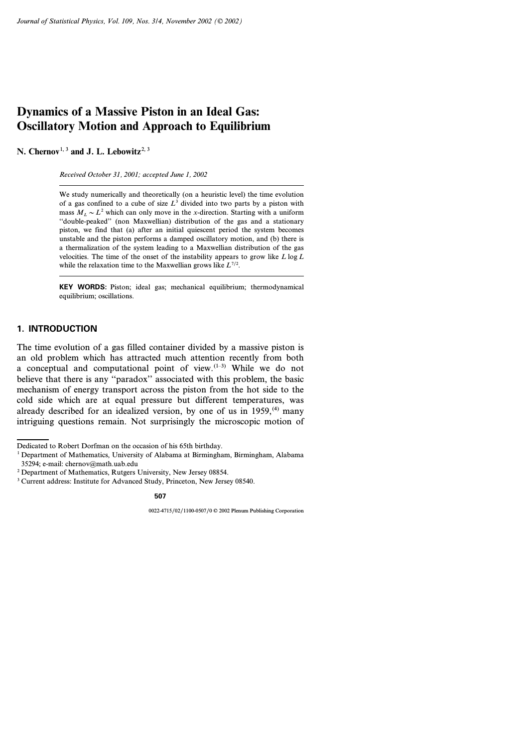# Dynamics of a Massive Piston in an Ideal Gas: Oscillatory Motion and Approach to Equilibrium

**N. Chernov**[1,3] **and J. L. Lebowitz**[2,3]

*Received October 31, 2001; accepted June 1, 2002*

We study numerically and theoretically (on a heuristic level) the time evolution of a gas confined to a cube of size $L^3$ divided into two parts by a piston with mass $M_L \sim L^2$ which can only move in the $x$-direction. Starting with a uniform "double-peaked" (non Maxwellian) distribution of the gas and a stationary piston, we find that (a) after an initial quiescent period the system becomes unstable and the piston performs a damped oscillatory motion, and (b) there is a thermalization of the system leading to a Maxwellian distribution of the gas velocities. The time of the onset of the instability appears to grow like $L \log L$ while the relaxation time to the Maxwellian grows like $L^{7/2}$.

**KEY WORDS:** Piston; ideal gas; mechanical equilibrium; thermodynamical equilibrium; oscillations.

## 1. INTRODUCTION

The time evolution of a gas filled container divided by a massive piston is an old problem which has attracted much attention recently from both a conceptual and computational point of view.[1–3] While we do not believe that there is any "paradox" associated with this problem, the basic mechanism of energy transport across the piston from the hot side to the cold side which are at equal pressure but different temperatures, was already described for an idealized version, by one of us in 1959,[4] many intriguing questions remain. Not surprisingly the microscopic motion of

---

Dedicated to Robert Dorfman on the occasion of his 65th birthday.

[1] Department of Mathematics, University of Alabama at Birmingham, Birmingham, Alabama 35294; e-mail: chernov@math.uab.edu

[2] Department of Mathematics, Rutgers University, New Jersey 08854.

[3] Current address: Institute for Advanced Study, Princeton, New Jersey 08540.

0022-4715/02/1100-0507/0 © 2002 Plenum Publishing Corporation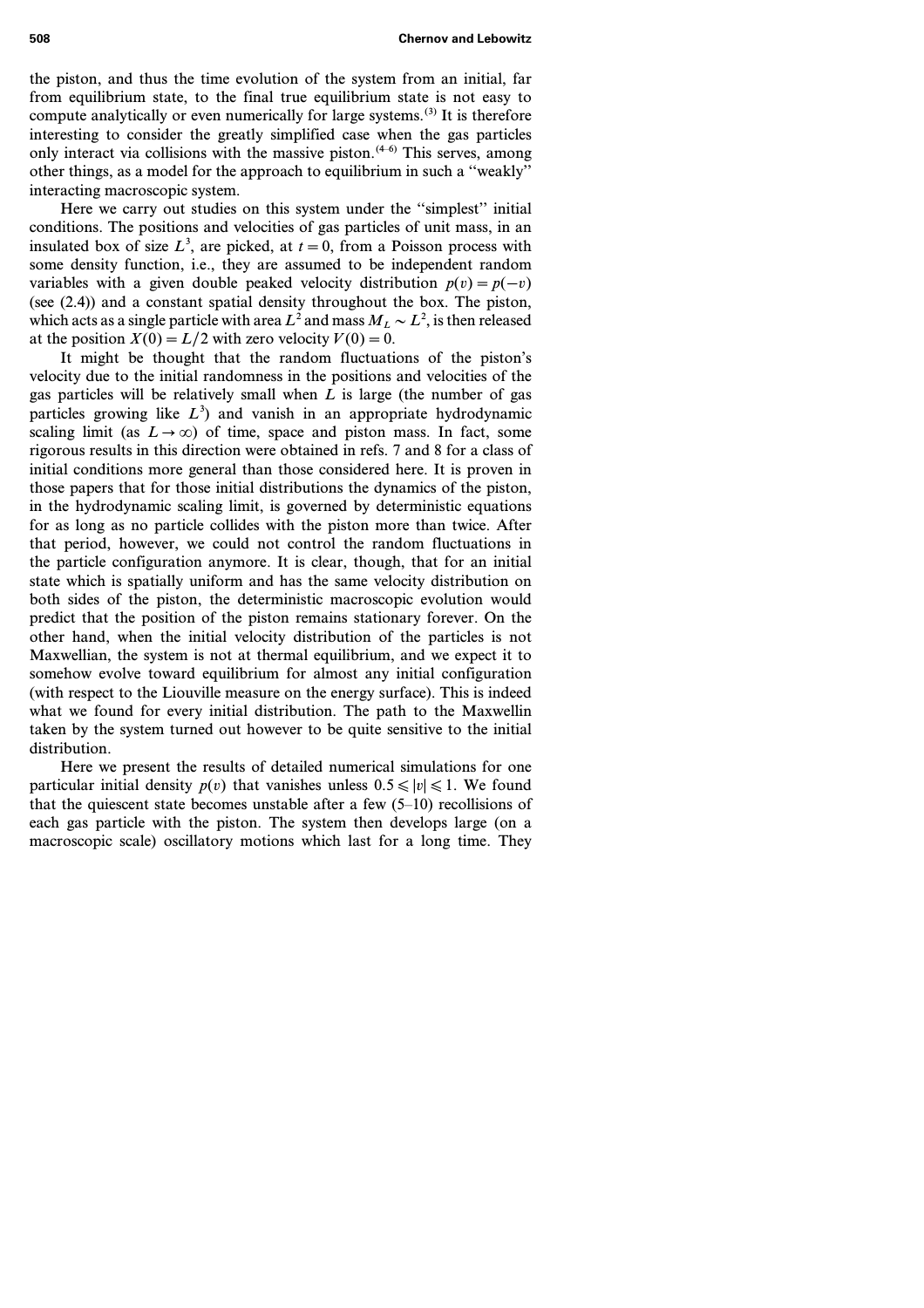the piston, and thus the time evolution of the system from an initial, far from equilibrium state, to the final true equilibrium state is not easy to compute analytically or even numerically for large systems.[3] It is therefore interesting to consider the greatly simplified case when the gas particles only interact via collisions with the massive piston.[4–6] This serves, among other things, as a model for the approach to equilibrium in such a "weakly" interacting macroscopic system.

Here we carry out studies on this system under the "simplest" initial conditions. The positions and velocities of gas particles of unit mass, in an insulated box of size $L^3$, are picked, at $t = 0$, from a Poisson process with some density function, i.e., they are assumed to be independent random variables with a given double peaked velocity distribution $p(v) = p(-v)$ (see (2.4)) and a constant spatial density throughout the box. The piston, which acts as a single particle with area $L^2$ and mass $M_L \sim L^2$, is then released at the position $X(0) = L/2$ with zero velocity $V(0) = 0$.

It might be thought that the random fluctuations of the piston's velocity due to the initial randomness in the positions and velocities of the gas particles will be relatively small when $L$ is large (the number of gas particles growing like $L^3$) and vanish in an appropriate hydrodynamic scaling limit (as $L \to \infty$) of time, space and piston mass. In fact, some rigorous results in this direction were obtained in refs. 7 and 8 for a class of initial conditions more general than those considered here. It is proven in those papers that for those initial distributions the dynamics of the piston, in the hydrodynamic scaling limit, is governed by deterministic equations for as long as no particle collides with the piston more than twice. After that period, however, we could not control the random fluctuations in the particle configuration anymore. It is clear, though, that for an initial state which is spatially uniform and has the same velocity distribution on both sides of the piston, the deterministic macroscopic evolution would predict that the position of the piston remains stationary forever. On the other hand, when the initial velocity distribution of the particles is not Maxwellian, the system is not at thermal equilibrium, and we expect it to somehow evolve toward equilibrium for almost any initial configuration (with respect to the Liouville measure on the energy surface). This is indeed what we found for every initial distribution. The path to the Maxwellin taken by the system turned out however to be quite sensitive to the initial distribution.

Here we present the results of detailed numerical simulations for one particular initial density $p(v)$ that vanishes unless $0.5 \leqslant |v| \leqslant 1$. We found that the quiescent state becomes unstable after a few (5–10) recollisions of each gas particle with the piston. The system then develops large (on a macroscopic scale) oscillatory motions which last for a long time. They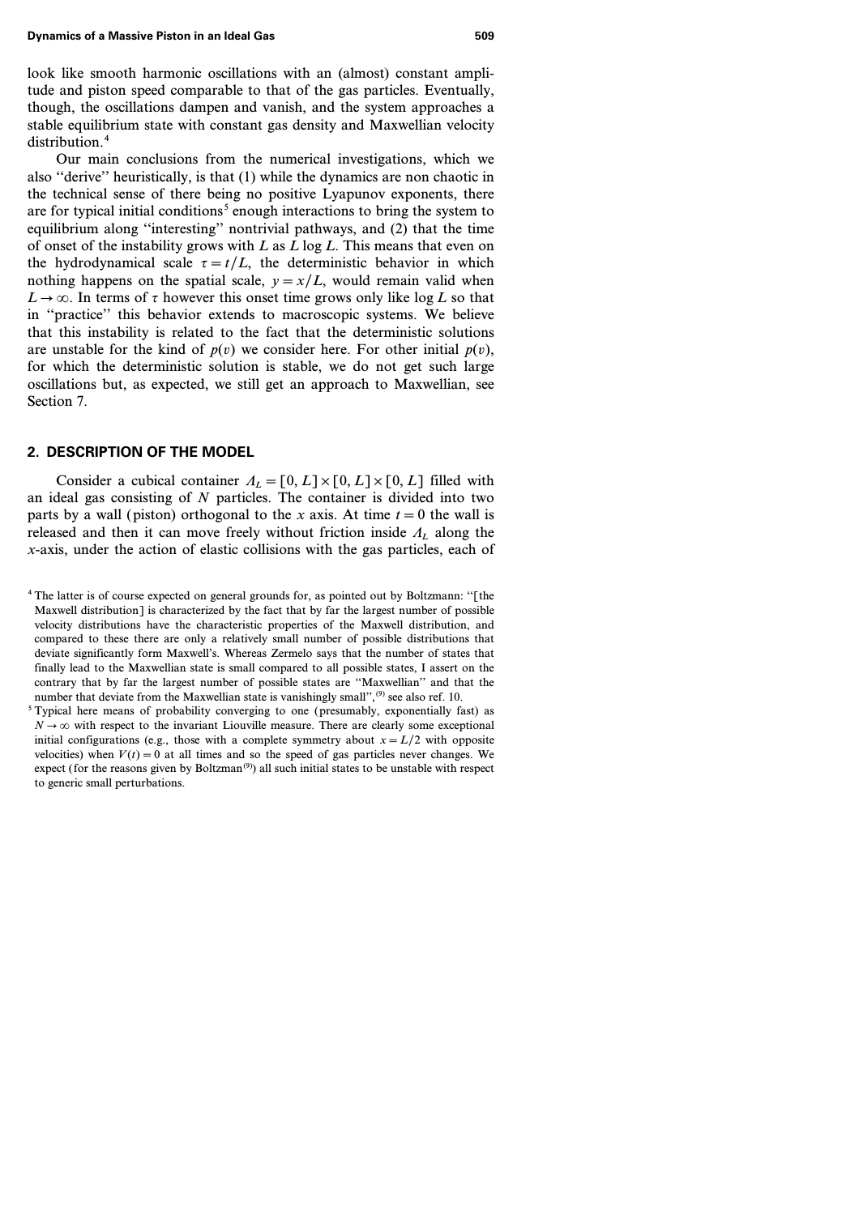look like smooth harmonic oscillations with an (almost) constant amplitude and piston speed comparable to that of the gas particles. Eventually, though, the oscillations dampen and vanish, and the system approaches a stable equilibrium state with constant gas density and Maxwellian velocity distribution.[4]

Our main conclusions from the numerical investigations, which we also "derive" heuristically, is that (1) while the dynamics are non chaotic in the technical sense of there being no positive Lyapunov exponents, there are for typical initial conditions[5] enough interactions to bring the system to equilibrium along "interesting" nontrivial pathways, and (2) that the time of onset of the instability grows with $L$ as $L \log L$. This means that even on the hydrodynamical scale $\tau = t/L$, the deterministic behavior in which nothing happens on the spatial scale, $y = x/L$, would remain valid when $L \to \infty$. In terms of $\tau$ however this onset time grows only like $\log L$ so that in "practice" this behavior extends to macroscopic systems. We believe that this instability is related to the fact that the deterministic solutions are unstable for the kind of $p(v)$ we consider here. For other initial $p(v)$, for which the deterministic solution is stable, we do not get such large oscillations but, as expected, we still get an approach to Maxwellian, see Section 7.

## 2. DESCRIPTION OF THE MODEL

Consider a cubical container $\Lambda_L = [0, L] \times [0, L] \times [0, L]$ filled with an ideal gas consisting of $N$ particles. The container is divided into two parts by a wall (piston) orthogonal to the $x$ axis. At time $t = 0$ the wall is released and then it can move freely without friction inside $\Lambda_L$ along the $x$-axis, under the action of elastic collisions with the gas particles, each of

[4] The latter is of course expected on general grounds for, as pointed out by Boltzmann: "[the Maxwell distribution] is characterized by the fact that by far the largest number of possible velocity distributions have the characteristic properties of the Maxwell distribution, and compared to these there are only a relatively small number of possible distributions that deviate significantly form Maxwell's. Whereas Zermelo says that the number of states that finally lead to the Maxwellian state is small compared to all possible states, I assert on the contrary that by far the largest number of possible states are "Maxwellian" and that the number that deviate from the Maxwellian state is vanishingly small",[9] see also ref. 10.

[5] Typical here means of probability converging to one (presumably, exponentially fast) as $N \to \infty$ with respect to the invariant Liouville measure. There are clearly some exceptional initial configurations (e.g., those with a complete symmetry about $x = L/2$ with opposite velocities) when $V(t) = 0$ at all times and so the speed of gas particles never changes. We expect (for the reasons given by Boltzman[9]) all such initial states to be unstable with respect to generic small perturbations.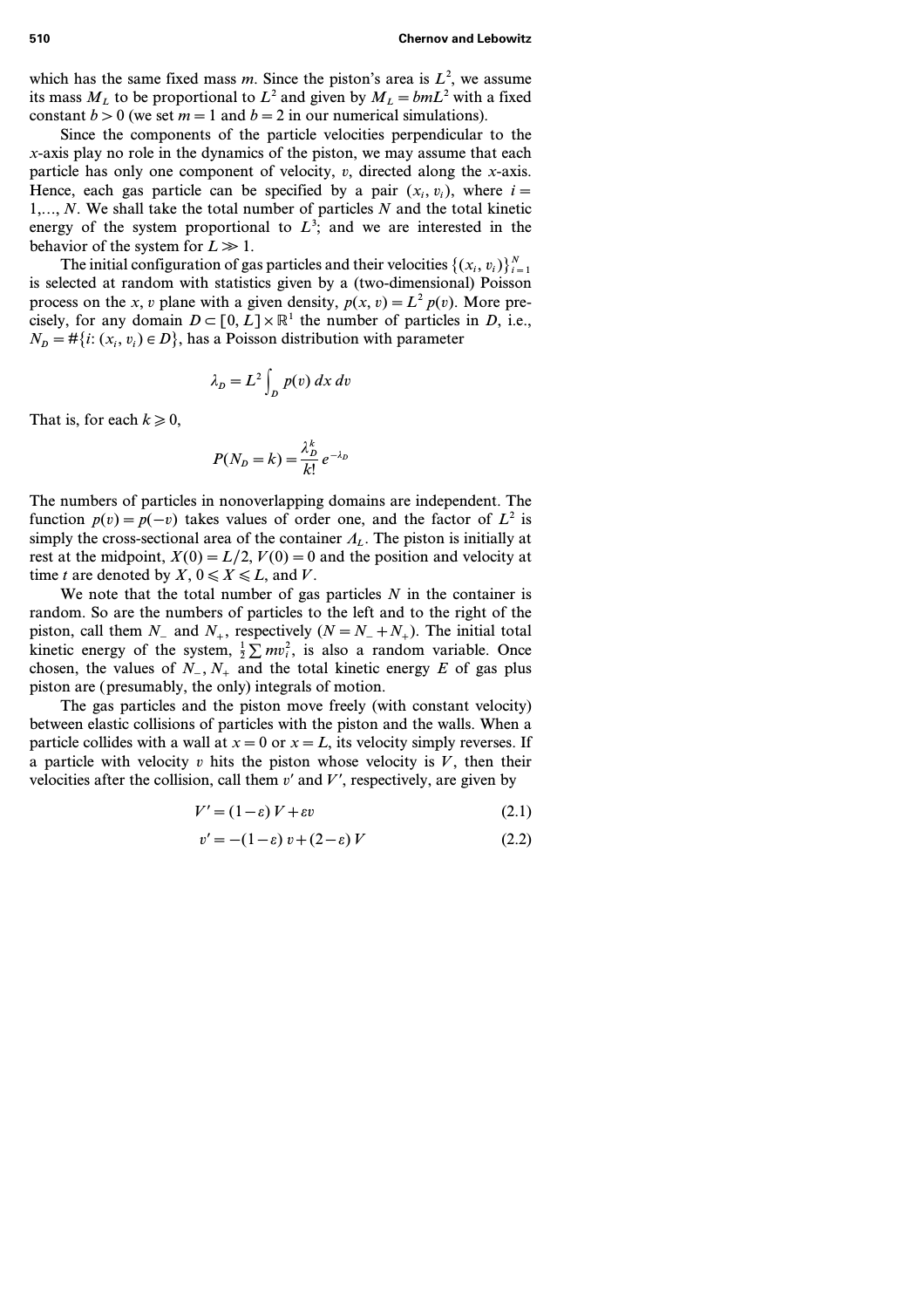which has the same fixed mass $m$. Since the piston's area is $L^2$, we assume its mass $M_L$ to be proportional to $L^2$ and given by $M_L = bmL^2$ with a fixed constant $b > 0$ (we set $m = 1$ and $b = 2$ in our numerical simulations).

Since the components of the particle velocities perpendicular to the $x$-axis play no role in the dynamics of the piston, we may assume that each particle has only one component of velocity, $v$, directed along the $x$-axis. Hence, each gas particle can be specified by a pair $(x_i, v_i)$, where $i = 1,..., N$. We shall take the total number of particles $N$ and the total kinetic energy of the system proportional to $L^3$; and we are interested in the behavior of the system for $L \gg 1$.

The initial configuration of gas particles and their velocities $\{(x_i, v_i)\}_{i=1}^N$ is selected at random with statistics given by a (two-dimensional) Poisson process on the $x, v$ plane with a given density, $p(x, v) = L^2 p(v)$. More precisely, for any domain $D \subset [0, L] \times \mathbb{R}^1$ the number of particles in $D$, i.e., $N_D = \#\{i: (x_i, v_i) \in D\}$, has a Poisson distribution with parameter

$$\lambda_D = L^2 \int_D p(v)\, dx\, dv$$

That is, for each $k \geqslant 0$,

$$P(N_D = k) = \frac{\lambda_D^k}{k!} e^{-\lambda_D}$$

The numbers of particles in nonoverlapping domains are independent. The function $p(v) = p(-v)$ takes values of order one, and the factor of $L^2$ is simply the cross-sectional area of the container $\Lambda_L$. The piston is initially at rest at the midpoint, $X(0) = L/2$, $V(0) = 0$ and the position and velocity at time $t$ are denoted by $X$, $0 \leqslant X \leqslant L$, and $V$.

We note that the total number of gas particles $N$ in the container is random. So are the numbers of particles to the left and to the right of the piston, call them $N_-$ and $N_+$, respectively ($N = N_- + N_+$). The initial total kinetic energy of the system, $\frac{1}{2} \sum m v_i^2$, is also a random variable. Once chosen, the values of $N_-$, $N_+$ and the total kinetic energy $E$ of gas plus piston are (presumably, the only) integrals of motion.

The gas particles and the piston move freely (with constant velocity) between elastic collisions of particles with the piston and the walls. When a particle collides with a wall at $x = 0$ or $x = L$, its velocity simply reverses. If a particle with velocity $v$ hits the piston whose velocity is $V$, then their velocities after the collision, call them $v'$ and $V'$, respectively, are given by

$$V' = (1 - \varepsilon) V + \varepsilon v \tag{2.1}$$

$$v' = -(1 - \varepsilon) v + (2 - \varepsilon) V \tag{2.2}$$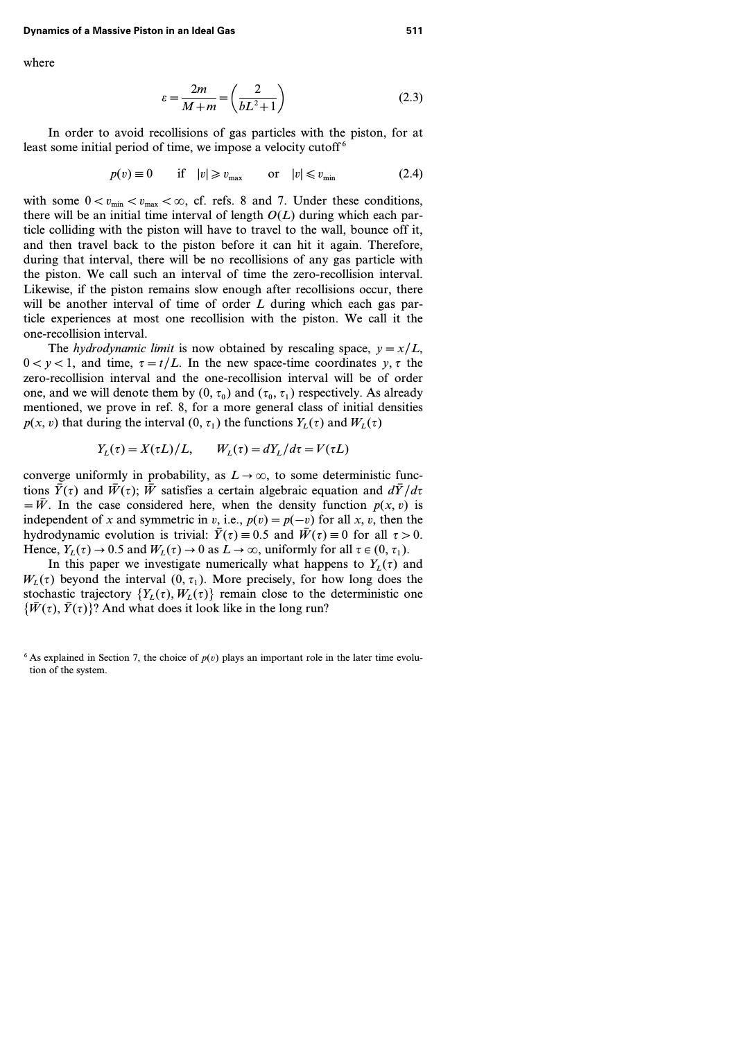where

$$\varepsilon = \frac{2m}{M+m} = \left(\frac{2}{bL^2+1}\right) \tag{2.3}$$

In order to avoid recollisions of gas particles with the piston, for at least some initial period of time, we impose a velocity cutoff[6]

$$p(v) \equiv 0 \qquad \text{if} \quad |v| \geqslant v_{\max} \qquad \text{or} \quad |v| \leqslant v_{\min} \tag{2.4}$$

with some $0 < v_{\min} < v_{\max} < \infty$, cf. refs. 8 and 7. Under these conditions, there will be an initial time interval of length $O(L)$ during which each particle colliding with the piston will have to travel to the wall, bounce off it, and then travel back to the piston before it can hit it again. Therefore, during that interval, there will be no recollisions of any gas particle with the piston. We call such an interval of time the zero-recollision interval. Likewise, if the piston remains slow enough after recollisions occur, there will be another interval of time of order $L$ during which each gas particle experiences at most one recollision with the piston. We call it the one-recollision interval.

The *hydrodynamic limit* is now obtained by rescaling space, $y = x/L$, $0 < y < 1$, and time, $\tau = t/L$. In the new space-time coordinates $y, \tau$ the zero-recollision interval and the one-recollision interval will be of order one, and we will denote them by $(0, \tau_0)$ and $(\tau_0, \tau_1)$ respectively. As already mentioned, we prove in ref. 8, for a more general class of initial densities $p(x, v)$ that during the interval $(0, \tau_1)$ the functions $Y_L(\tau)$ and $W_L(\tau)$

$$Y_L(\tau) = X(\tau L)/L, \qquad W_L(\tau) = dY_L/d\tau = V(\tau L)$$

converge uniformly in probability, as $L \to \infty$, to some deterministic functions $\bar{Y}(\tau)$ and $\bar{W}(\tau)$; $\bar{W}$ satisfies a certain algebraic equation and $d\bar{Y}/d\tau = \bar{W}$. In the case considered here, when the density function $p(x, v)$ is independent of $x$ and symmetric in $v$, i.e., $p(v) = p(-v)$ for all $x, v$, then the hydrodynamic evolution is trivial: $\bar{Y}(\tau) \equiv 0.5$ and $\bar{W}(\tau) \equiv 0$ for all $\tau > 0$. Hence, $Y_L(\tau) \to 0.5$ and $W_L(\tau) \to 0$ as $L \to \infty$, uniformly for all $\tau \in (0, \tau_1)$.

In this paper we investigate numerically what happens to $Y_L(\tau)$ and $W_L(\tau)$ beyond the interval $(0, \tau_1)$. More precisely, for how long does the stochastic trajectory $\{Y_L(\tau), W_L(\tau)\}$ remain close to the deterministic one $\{\bar{W}(\tau), \bar{Y}(\tau)\}$? And what does it look like in the long run?

[6] As explained in Section 7, the choice of $p(v)$ plays an important role in the later time evolution of the system.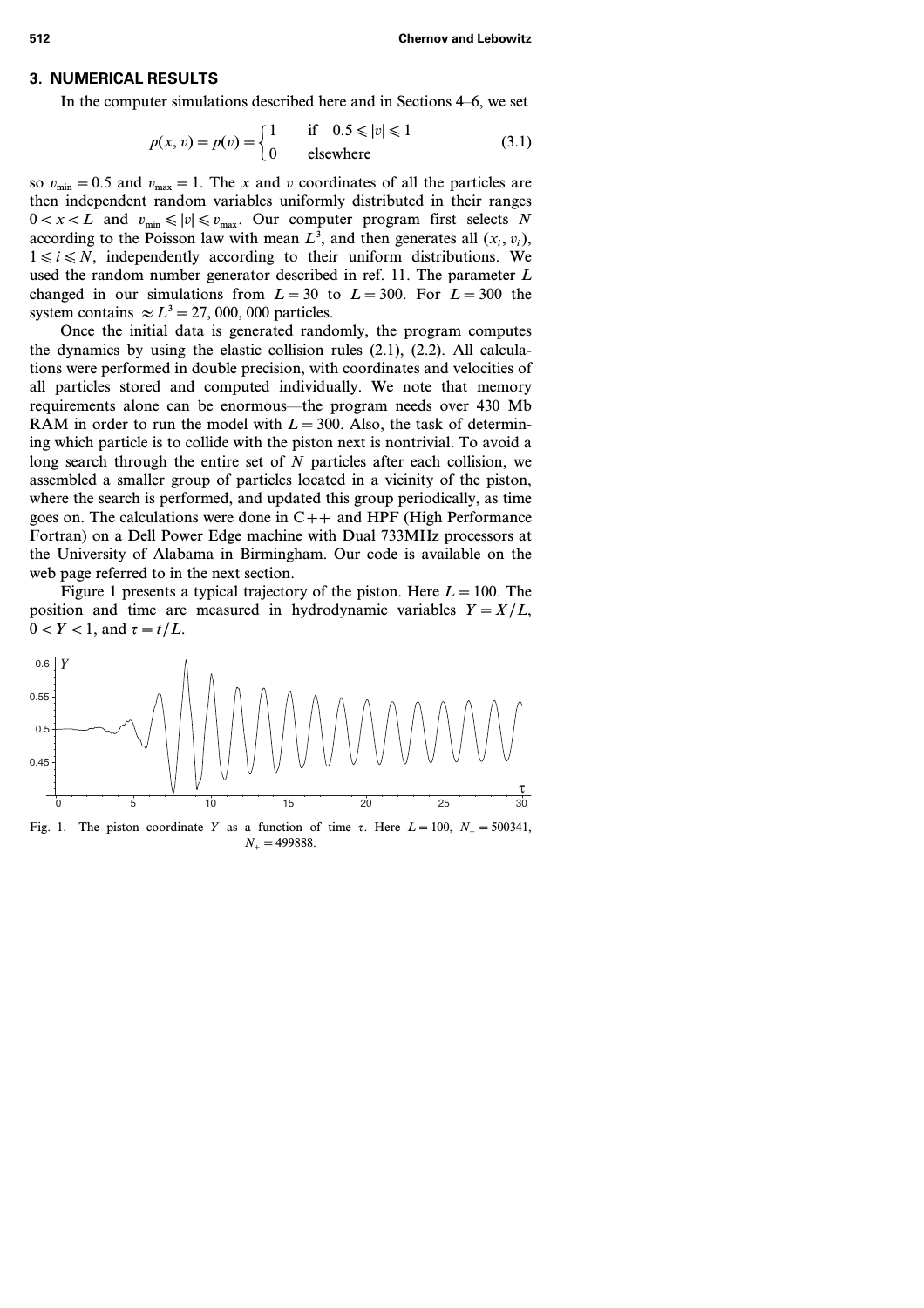## 3. NUMERICAL RESULTS

In the computer simulations described here and in Sections 4–6, we set

$$p(x, v) = p(v) = \begin{cases} 1 & \text{if} \quad 0.5 \leqslant |v| \leqslant 1 \\ 0 & \text{elsewhere} \end{cases} \tag{3.1}$$

so $v_{\min} = 0.5$ and $v_{\max} = 1$. The $x$ and $v$ coordinates of all the particles are then independent random variables uniformly distributed in their ranges $0 < x < L$ and $v_{\min} \leqslant |v| \leqslant v_{\max}$. Our computer program first selects $N$ according to the Poisson law with mean $L^3$, and then generates all $(x_i, v_i)$, $1 \leqslant i \leqslant N$, independently according to their uniform distributions. We used the random number generator described in ref. 11. The parameter $L$ changed in our simulations from $L = 30$ to $L = 300$. For $L = 300$ the system contains $\approx L^3 = 27,000,000$ particles.

Once the initial data is generated randomly, the program computes the dynamics by using the elastic collision rules (2.1), (2.2). All calculations were performed in double precision, with coordinates and velocities of all particles stored and computed individually. We note that memory requirements alone can be enormous—the program needs over 430 Mb RAM in order to run the model with $L = 300$. Also, the task of determining which particle is to collide with the piston next is nontrivial. To avoid a long search through the entire set of $N$ particles after each collision, we assembled a smaller group of particles located in a vicinity of the piston, where the search is performed, and updated this group periodically, as time goes on. The calculations were done in C++ and HPF (High Performance Fortran) on a Dell Power Edge machine with Dual 733MHz processors at the University of Alabama in Birmingham. Our code is available on the web page referred to in the next section.

Figure 1 presents a typical trajectory of the piston. Here $L = 100$. The position and time are measured in hydrodynamic variables $Y = X/L$, $0 < Y < 1$, and $\tau = t/L$.

Fig. 1. The piston coordinate $Y$ as a function of time $\tau$. Here $L = 100$, $N_- = 500341$, $N_+ = 499888$.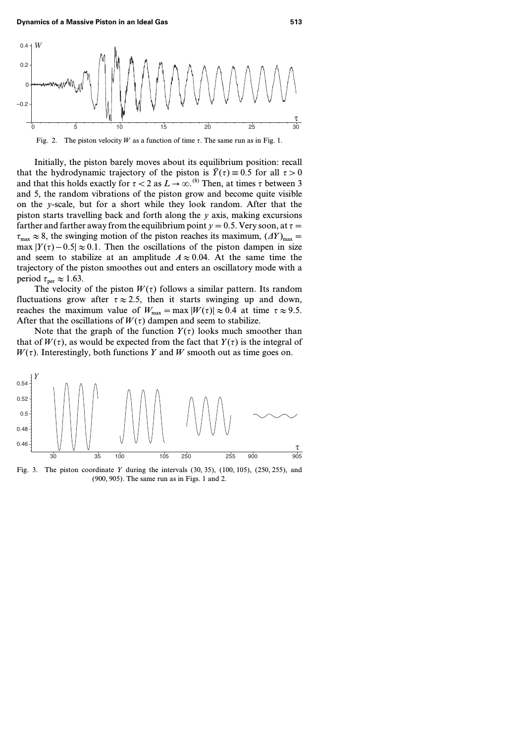Fig. 2. The piston velocity $W$ as a function of time $\tau$. The same run as in Fig. 1.

Initially, the piston barely moves about its equilibrium position: recall that the hydrodynamic trajectory of the piston is $\bar{Y}(\tau) \equiv 0.5$ for all $\tau > 0$ and that this holds exactly for $\tau < 2$ as $L \to \infty$.[8] Then, at times $\tau$ between 3 and 5, the random vibrations of the piston grow and become quite visible on the $y$-scale, but for a short while they look random. After that the piston starts travelling back and forth along the $y$ axis, making excursions farther and farther away from the equilibrium point $y = 0.5$. Very soon, at $\tau = \tau_{\max} \approx 8$, the swinging motion of the piston reaches its maximum, $(\Delta Y)_{\max} = \max |Y(\tau) - 0.5| \approx 0.1$. Then the oscillations of the piston dampen in size and seem to stabilize at an amplitude $A \approx 0.04$. At the same time the trajectory of the piston smoothes out and enters an oscillatory mode with a period $\tau_{\text{per}} \approx 1.63$.

The velocity of the piston $W(\tau)$ follows a similar pattern. Its random fluctuations grow after $\tau \approx 2.5$, then it starts swinging up and down, reaches the maximum value of $W_{\max} = \max |W(\tau)| \approx 0.4$ at time $\tau \approx 9.5$. After that the oscillations of $W(\tau)$ dampen and seem to stabilize.

Note that the graph of the function $Y(\tau)$ looks much smoother than that of $W(\tau)$, as would be expected from the fact that $Y(\tau)$ is the integral of $W(\tau)$. Interestingly, both functions $Y$ and $W$ smooth out as time goes on.

Fig. 3. The piston coordinate $Y$ during the intervals (30, 35), (100, 105), (250, 255), and (900, 905). The same run as in Figs. 1 and 2.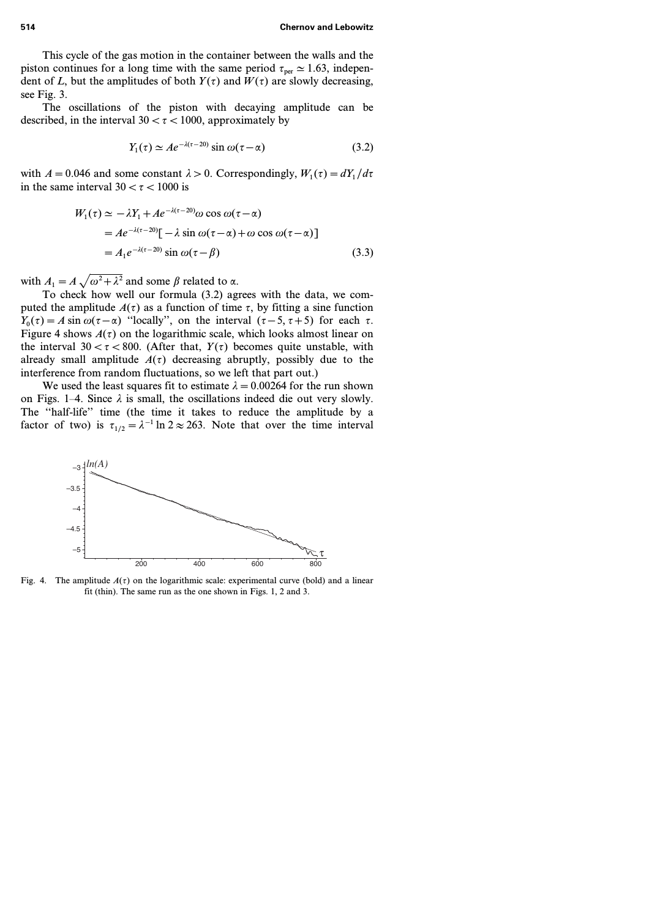This cycle of the gas motion in the container between the walls and the piston continues for a long time with the same period $\tau_{\text{per}} \simeq 1.63$, independent of $L$, but the amplitudes of both $Y(\tau)$ and $W(\tau)$ are slowly decreasing, see Fig. 3.

The oscillations of the piston with decaying amplitude can be described, in the interval $30 < \tau < 1000$, approximately by

$$Y_1(\tau) \simeq A e^{-\lambda(\tau-20)} \sin \omega(\tau-\alpha) \tag{3.2}$$

with $A = 0.046$ and some constant $\lambda > 0$. Correspondingly, $W_1(\tau) = dY_1/d\tau$ in the same interval $30 < \tau < 1000$ is

$$\begin{aligned} W_1(\tau) &\simeq -\lambda Y_1 + A e^{-\lambda(\tau-20)} \omega \cos \omega(\tau-\alpha) \\ &= A e^{-\lambda(\tau-20)} [-\lambda \sin \omega(\tau-\alpha) + \omega \cos \omega(\tau-\alpha)] \\ &= A_1 e^{-\lambda(\tau-20)} \sin \omega(\tau-\beta) \end{aligned} \tag{3.3}$$

with $A_1 = A\sqrt{\omega^2+\lambda^2}$ and some $\beta$ related to $\alpha$.

To check how well our formula (3.2) agrees with the data, we computed the amplitude $A(\tau)$ as a function of time $\tau$, by fitting a sine function $Y_0(\tau) = A \sin \omega(\tau-\alpha)$ "locally", on the interval $(\tau-5, \tau+5)$ for each $\tau$. Figure 4 shows $A(\tau)$ on the logarithmic scale, which looks almost linear on the interval $30 < \tau < 800$. (After that, $Y(\tau)$ becomes quite unstable, with already small amplitude $A(\tau)$ decreasing abruptly, possibly due to the interference from random fluctuations, so we left that part out.)

We used the least squares fit to estimate $\lambda = 0.00264$ for the run shown on Figs. 1–4. Since $\lambda$ is small, the oscillations indeed die out very slowly. The "half-life" time (the time it takes to reduce the amplitude by a factor of two) is $\tau_{1/2} = \lambda^{-1} \ln 2 \approx 263$. Note that over the time interval

Fig. 4. The amplitude $A(\tau)$ on the logarithmic scale: experimental curve (bold) and a linear fit (thin). The same run as the one shown in Figs. 1, 2 and 3.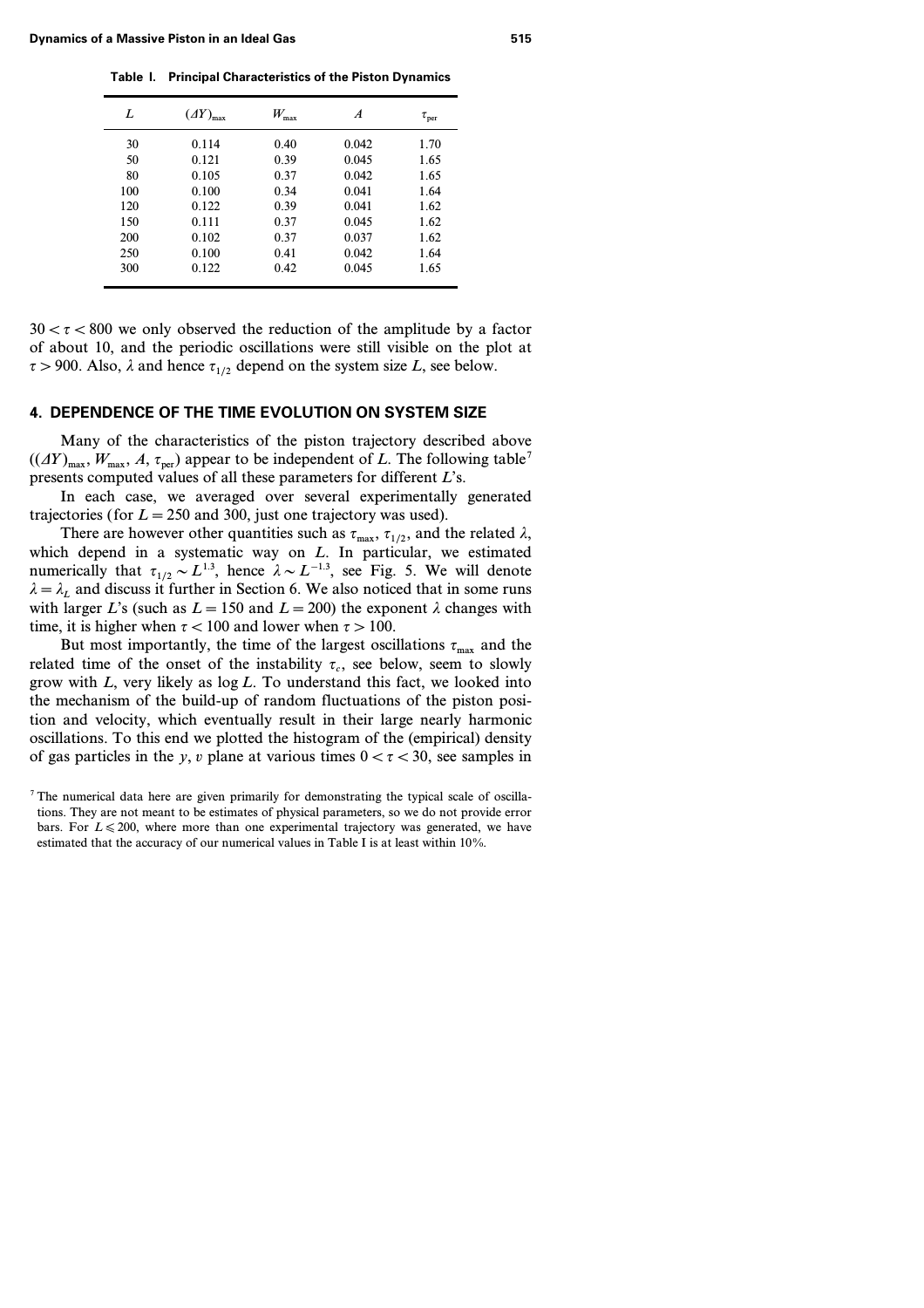**Table I. Principal Characteristics of the Piston Dynamics**

| $L$ | $(\Delta Y)_{max}$ | $W_{max}$ | $A$ | $\tau_{per}$ |
|---|---|---|---|---|
| 30 | 0.114 | 0.40 | 0.042 | 1.70 |
| 50 | 0.121 | 0.39 | 0.045 | 1.65 |
| 80 | 0.105 | 0.37 | 0.042 | 1.65 |
| 100 | 0.100 | 0.34 | 0.041 | 1.64 |
| 120 | 0.122 | 0.39 | 0.041 | 1.62 |
| 150 | 0.111 | 0.37 | 0.045 | 1.62 |
| 200 | 0.102 | 0.37 | 0.037 | 1.62 |
| 250 | 0.100 | 0.41 | 0.042 | 1.64 |
| 300 | 0.122 | 0.42 | 0.045 | 1.65 |

$30 < \tau < 800$ we only observed the reduction of the amplitude by a factor of about 10, and the periodic oscillations were still visible on the plot at $\tau > 900$. Also, $\lambda$ and hence $\tau_{1/2}$ depend on the system size $L$, see below.

## 4. DEPENDENCE OF THE TIME EVOLUTION ON SYSTEM SIZE

Many of the characteristics of the piston trajectory described above ($(\Delta Y)_{max}$, $W_{max}$, $A$, $\tau_{per}$) appear to be independent of $L$. The following table[7] presents computed values of all these parameters for different $L$'s.

In each case, we averaged over several experimentally generated trajectories (for $L = 250$ and 300, just one trajectory was used).

There are however other quantities such as $\tau_{max}$, $\tau_{1/2}$, and the related $\lambda$, which depend in a systematic way on $L$. In particular, we estimated numerically that $\tau_{1/2} \sim L^{1.3}$, hence $\lambda \sim L^{-1.3}$, see Fig. 5. We will denote $\lambda = \lambda_L$ and discuss it further in Section 6. We also noticed that in some runs with larger $L$'s (such as $L = 150$ and $L = 200$) the exponent $\lambda$ changes with time, it is higher when $\tau < 100$ and lower when $\tau > 100$.

But most importantly, the time of the largest oscillations $\tau_{max}$ and the related time of the onset of the instability $\tau_c$, see below, seem to slowly grow with $L$, very likely as $\log L$. To understand this fact, we looked into the mechanism of the build-up of random fluctuations of the piston position and velocity, which eventually result in their large nearly harmonic oscillations. To this end we plotted the histogram of the (empirical) density of gas particles in the $y, v$ plane at various times $0 < \tau < 30$, see samples in

[7] The numerical data here are given primarily for demonstrating the typical scale of oscillations. They are not meant to be estimates of physical parameters, so we do not provide error bars. For $L \leqslant 200$, where more than one experimental trajectory was generated, we have estimated that the accuracy of our numerical values in Table I is at least within 10%.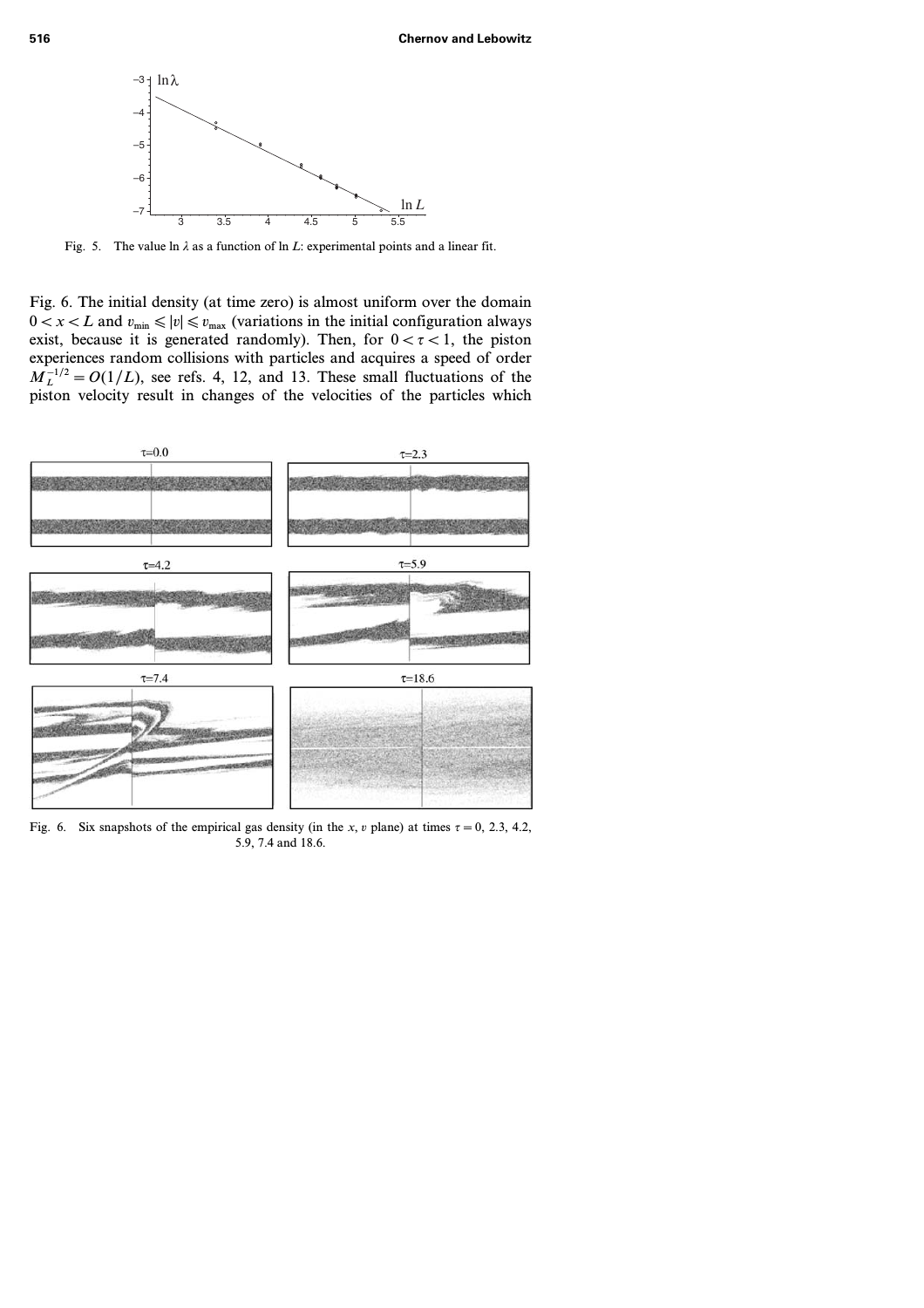Fig. 5. The value $\ln \lambda$ as a function of $\ln L$: experimental points and a linear fit.

Fig. 6. The initial density (at time zero) is almost uniform over the domain $0 < x < L$ and $v_{\min} \leqslant |v| \leqslant v_{\max}$ (variations in the initial configuration always exist, because it is generated randomly). Then, for $0 < \tau < 1$, the piston experiences random collisions with particles and acquires a speed of order $M_L^{-1/2} = O(1/L)$, see refs. 4, 12, and 13. These small fluctuations of the piston velocity result in changes of the velocities of the particles which

Fig. 6. Six snapshots of the empirical gas density (in the $x$, $v$ plane) at times $\tau = 0$, 2.3, 4.2, 5.9, 7.4 and 18.6.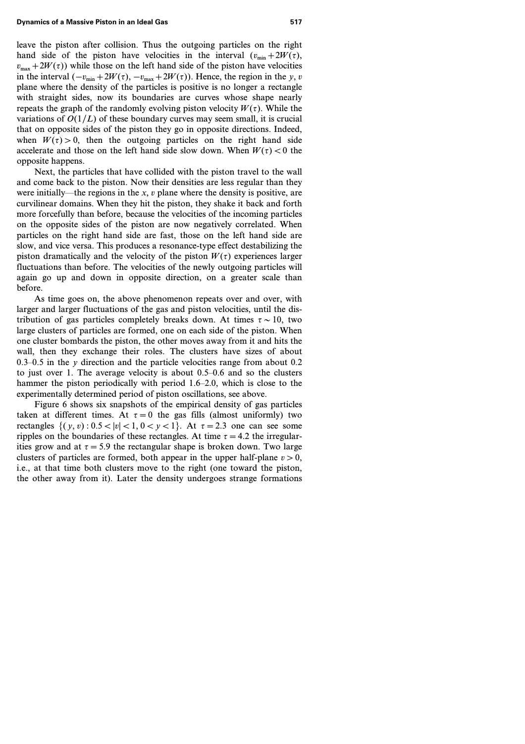leave the piston after collision. Thus the outgoing particles on the right hand side of the piston have velocities in the interval $(v_{\min}+2W(\tau), v_{\max}+2W(\tau))$ while those on the left hand side of the piston have velocities in the interval $(-v_{\min}+2W(\tau), -v_{\max}+2W(\tau))$. Hence, the region in the $y, v$ plane where the density of the particles is positive is no longer a rectangle with straight sides, now its boundaries are curves whose shape nearly repeats the graph of the randomly evolving piston velocity $W(\tau)$. While the variations of $O(1/L)$ of these boundary curves may seem small, it is crucial that on opposite sides of the piston they go in opposite directions. Indeed, when $W(\tau)>0$, then the outgoing particles on the right hand side accelerate and those on the left hand side slow down. When $W(\tau)<0$ the opposite happens.

Next, the particles that have collided with the piston travel to the wall and come back to the piston. Now their densities are less regular than they were initially—the regions in the $x, v$ plane where the density is positive, are curvilinear domains. When they hit the piston, they shake it back and forth more forcefully than before, because the velocities of the incoming particles on the opposite sides of the piston are now negatively correlated. When particles on the right hand side are fast, those on the left hand side are slow, and vice versa. This produces a resonance-type effect destabilizing the piston dramatically and the velocity of the piston $W(\tau)$ experiences larger fluctuations than before. The velocities of the newly outgoing particles will again go up and down in opposite direction, on a greater scale than before.

As time goes on, the above phenomenon repeats over and over, with larger and larger fluctuations of the gas and piston velocities, until the distribution of gas particles completely breaks down. At times $\tau \sim 10$, two large clusters of particles are formed, one on each side of the piston. When one cluster bombards the piston, the other moves away from it and hits the wall, then they exchange their roles. The clusters have sizes of about 0.3–0.5 in the $y$ direction and the particle velocities range from about 0.2 to just over 1. The average velocity is about 0.5–0.6 and so the clusters hammer the piston periodically with period 1.6–2.0, which is close to the experimentally determined period of piston oscillations, see above.

Figure 6 shows six snapshots of the empirical density of gas particles taken at different times. At $\tau=0$ the gas fills (almost uniformly) two rectangles $\{(y,v): 0.5<|v|<1, 0<y<1\}$. At $\tau=2.3$ one can see some ripples on the boundaries of these rectangles. At time $\tau=4.2$ the irregularities grow and at $\tau=5.9$ the rectangular shape is broken down. Two large clusters of particles are formed, both appear in the upper half-plane $v>0$, i.e., at that time both clusters move to the right (one toward the piston, the other away from it). Later the density undergoes strange formations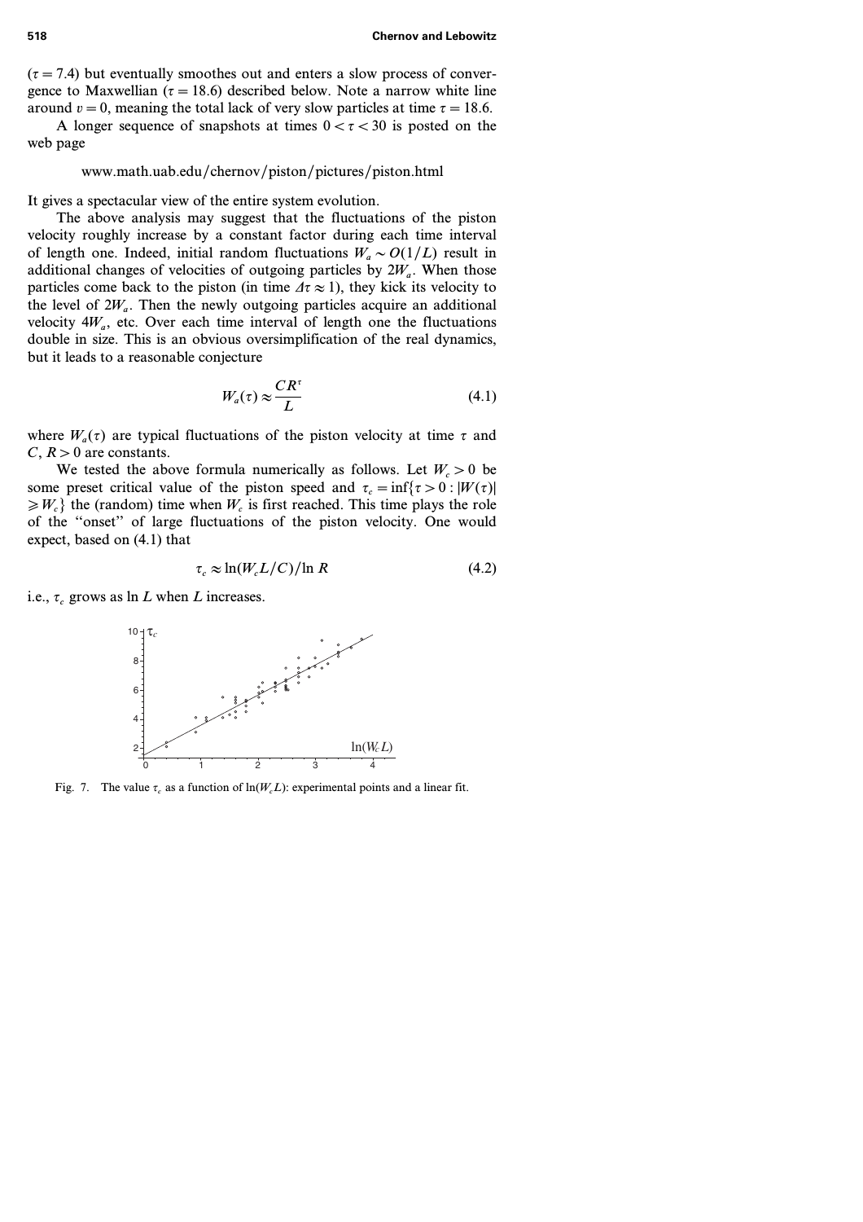($\tau = 7.4$) but eventually smoothes out and enters a slow process of convergence to Maxwellian ($\tau = 18.6$) described below. Note a narrow white line around $v = 0$, meaning the total lack of very slow particles at time $\tau = 18.6$.

A longer sequence of snapshots at times $0 < \tau < 30$ is posted on the web page

www.math.uab.edu/chernov/piston/pictures/piston.html

It gives a spectacular view of the entire system evolution.

The above analysis may suggest that the fluctuations of the piston velocity roughly increase by a constant factor during each time interval of length one. Indeed, initial random fluctuations $W_a \sim O(1/L)$ result in additional changes of velocities of outgoing particles by $2W_a$. When those particles come back to the piston (in time $\Delta\tau \approx 1$), they kick its velocity to the level of $2W_a$. Then the newly outgoing particles acquire an additional velocity $4W_a$, etc. Over each time interval of length one the fluctuations double in size. This is an obvious oversimplification of the real dynamics, but it leads to a reasonable conjecture

$$W_a(\tau) \approx \frac{CR^{\tau}}{L} \tag{4.1}$$

where $W_a(\tau)$ are typical fluctuations of the piston velocity at time $\tau$ and $C, R > 0$ are constants.

We tested the above formula numerically as follows. Let $W_c > 0$ be some preset critical value of the piston speed and $\tau_c = \inf\{\tau > 0 : |W(\tau)| \geqslant W_c\}$ the (random) time when $W_c$ is first reached. This time plays the role of the "onset" of large fluctuations of the piston velocity. One would expect, based on (4.1) that

$$\tau_c \approx \ln(W_c L/C)/\ln R \tag{4.2}$$

i.e., $\tau_c$ grows as $\ln L$ when $L$ increases.

Fig. 7. The value $\tau_c$ as a function of $\ln(W_c L)$: experimental points and a linear fit.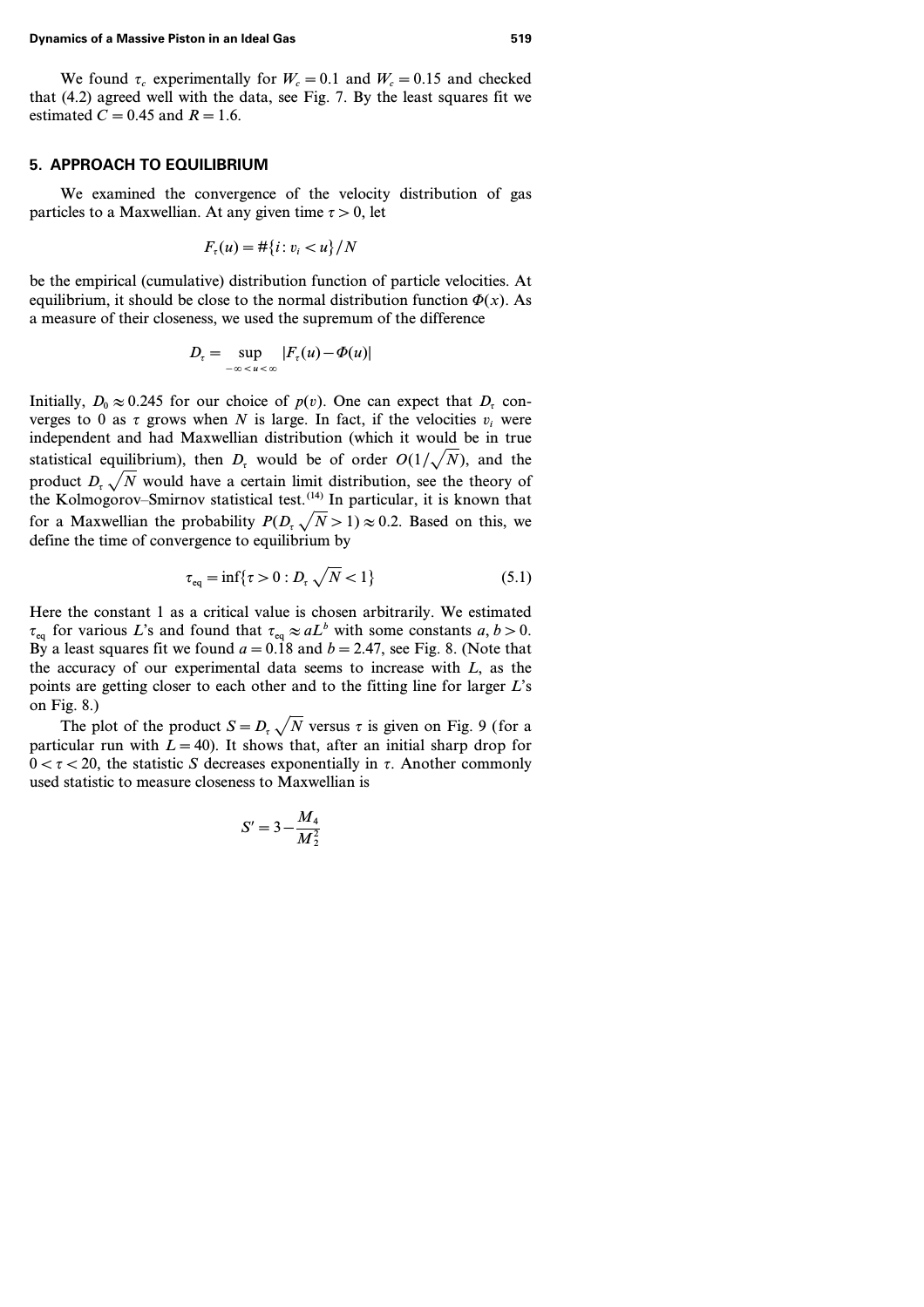We found $\tau_c$ experimentally for $W_c = 0.1$ and $W_c = 0.15$ and checked that (4.2) agreed well with the data, see Fig. 7. By the least squares fit we estimated $C = 0.45$ and $R = 1.6$.

## 5. APPROACH TO EQUILIBRIUM

We examined the convergence of the velocity distribution of gas particles to a Maxwellian. At any given time $\tau > 0$, let

$$F_\tau(u) = \#\{i : v_i < u\}/N$$

be the empirical (cumulative) distribution function of particle velocities. At equilibrium, it should be close to the normal distribution function $\Phi(x)$. As a measure of their closeness, we used the supremum of the difference

$$D_\tau = \sup_{-\infty < u < \infty} |F_\tau(u) - \Phi(u)|$$

Initially, $D_0 \approx 0.245$ for our choice of $p(v)$. One can expect that $D_\tau$ converges to 0 as $\tau$ grows when $N$ is large. In fact, if the velocities $v_i$ were independent and had Maxwellian distribution (which it would be in true statistical equilibrium), then $D_\tau$ would be of order $O(1/\sqrt{N})$, and the product $D_\tau \sqrt{N}$ would have a certain limit distribution, see the theory of the Kolmogorov–Smirnov statistical test.[14] In particular, it is known that for a Maxwellian the probability $P(D_\tau \sqrt{N} > 1) \approx 0.2$. Based on this, we define the time of convergence to equilibrium by

$$\tau_{\text{eq}} = \inf\{\tau > 0 : D_\tau \sqrt{N} < 1\} \tag{5.1}$$

Here the constant 1 as a critical value is chosen arbitrarily. We estimated $\tau_{\text{eq}}$ for various $L$'s and found that $\tau_{\text{eq}} \approx aL^b$ with some constants $a, b > 0$. By a least squares fit we found $a = 0.18$ and $b = 2.47$, see Fig. 8. (Note that the accuracy of our experimental data seems to increase with $L$, as the points are getting closer to each other and to the fitting line for larger $L$'s on Fig. 8.)

The plot of the product $S = D_\tau \sqrt{N}$ versus $\tau$ is given on Fig. 9 (for a particular run with $L = 40$). It shows that, after an initial sharp drop for $0 < \tau < 20$, the statistic $S$ decreases exponentially in $\tau$. Another commonly used statistic to measure closeness to Maxwellian is

$$S' = 3 - \frac{M_4}{M_2^2}$$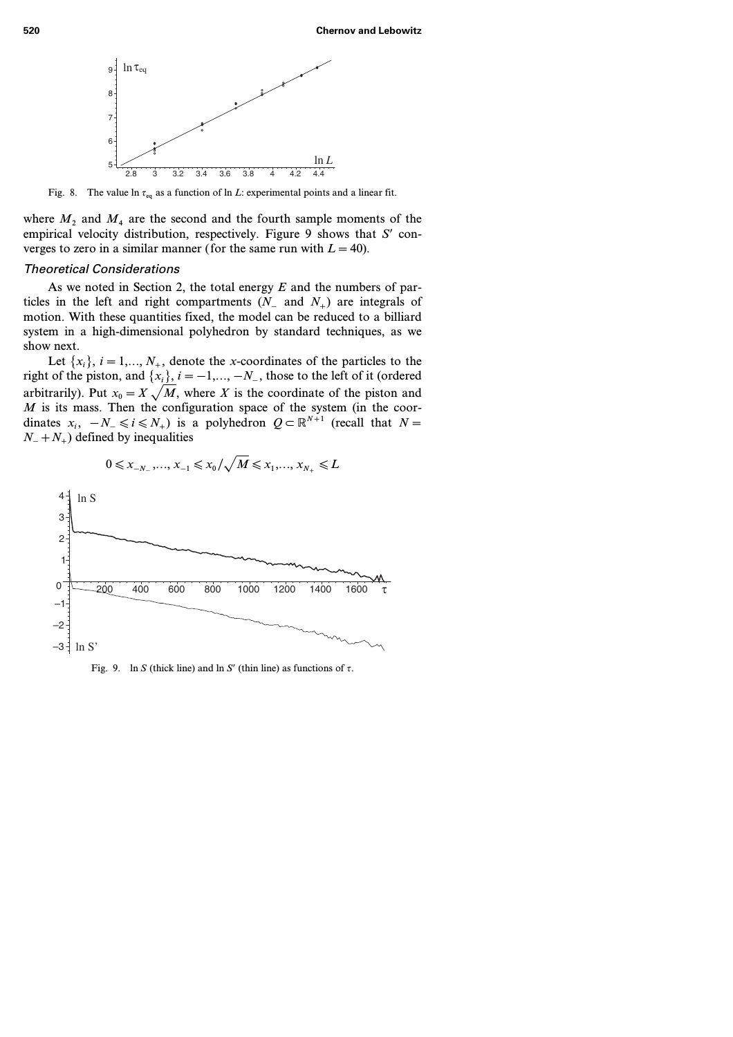Fig. 8. The value $\ln \tau_{\text{eq}}$ as a function of $\ln L$: experimental points and a linear fit.

where $M_2$ and $M_4$ are the second and the fourth sample moments of the empirical velocity distribution, respectively. Figure 9 shows that $S'$ converges to zero in a similar manner (for the same run with $L = 40$).

### *Theoretical Considerations*

As we noted in Section 2, the total energy $E$ and the numbers of particles in the left and right compartments ($N_-$ and $N_+$) are integrals of motion. With these quantities fixed, the model can be reduced to a billiard system in a high-dimensional polyhedron by standard techniques, as we show next.

Let $\{x_i\}$, $i = 1,..., N_+$, denote the $x$-coordinates of the particles to the right of the piston, and $\{x_i\}$, $i = -1,..., -N_-$, those to the left of it (ordered arbitrarily). Put $x_0 = X\sqrt{M}$, where $X$ is the coordinate of the piston and $M$ is its mass. Then the configuration space of the system (in the coordinates $x_i$, $-N_- \leqslant i \leqslant N_+$) is a polyhedron $Q \subset \mathbb{R}^{N+1}$ (recall that $N = N_- + N_+$) defined by inequalities

$$0 \leqslant x_{-N_-},..., x_{-1} \leqslant x_0/\sqrt{M} \leqslant x_1,..., x_{N_+} \leqslant L$$

Fig. 9. $\ln S$ (thick line) and $\ln S'$ (thin line) as functions of $\tau$.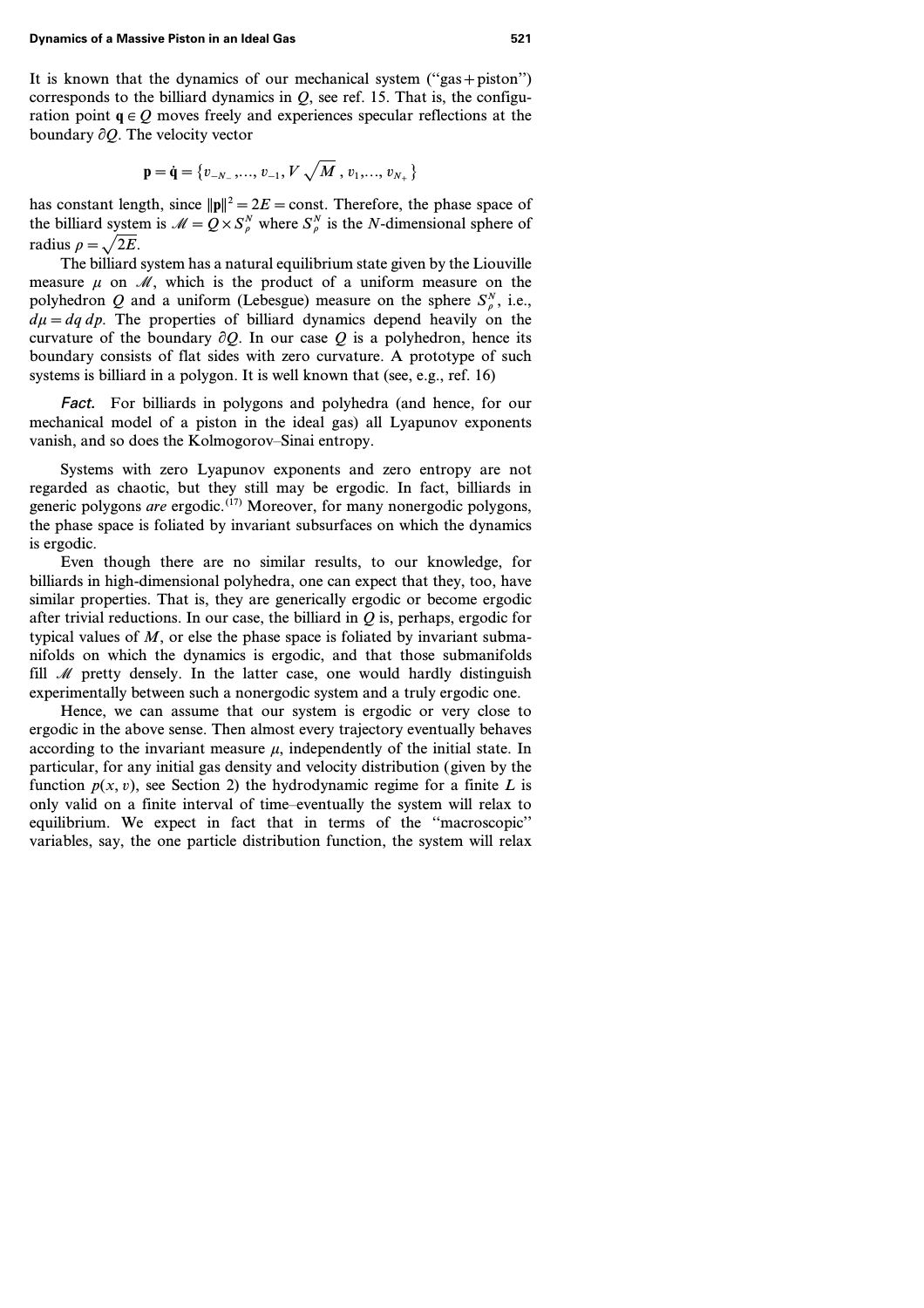It is known that the dynamics of our mechanical system ("gas+piston") corresponds to the billiard dynamics in $Q$, see ref. 15. That is, the configuration point $\mathbf{q} \in Q$ moves freely and experiences specular reflections at the boundary $\partial Q$. The velocity vector

$$\mathbf{p} = \dot{\mathbf{q}} = \{v_{-N_-}, \ldots, v_{-1}, V\sqrt{M}, v_1, \ldots, v_{N_+}\}$$

has constant length, since $\|\mathbf{p}\|^2 = 2E = \text{const}$. Therefore, the phase space of the billiard system is $\mathcal{M} = Q \times S_\rho^N$ where $S_\rho^N$ is the $N$-dimensional sphere of radius $\rho = \sqrt{2E}$.

The billiard system has a natural equilibrium state given by the Liouville measure $\mu$ on $\mathcal{M}$, which is the product of a uniform measure on the polyhedron $Q$ and a uniform (Lebesgue) measure on the sphere $S_\rho^N$, i.e., $d\mu = dq\, dp$. The properties of billiard dynamics depend heavily on the curvature of the boundary $\partial Q$. In our case $Q$ is a polyhedron, hence its boundary consists of flat sides with zero curvature. A prototype of such systems is billiard in a polygon. It is well known that (see, e.g., ref. 16)

*Fact.* For billiards in polygons and polyhedra (and hence, for our mechanical model of a piston in the ideal gas) all Lyapunov exponents vanish, and so does the Kolmogorov–Sinai entropy.

Systems with zero Lyapunov exponents and zero entropy are not regarded as chaotic, but they still may be ergodic. In fact, billiards in generic polygons *are* ergodic.[17] Moreover, for many nonergodic polygons, the phase space is foliated by invariant subsurfaces on which the dynamics is ergodic.

Even though there are no similar results, to our knowledge, for billiards in high-dimensional polyhedra, one can expect that they, too, have similar properties. That is, they are generically ergodic or become ergodic after trivial reductions. In our case, the billiard in $Q$ is, perhaps, ergodic for typical values of $M$, or else the phase space is foliated by invariant submanifolds on which the dynamics is ergodic, and that those submanifolds fill $\mathcal{M}$ pretty densely. In the latter case, one would hardly distinguish experimentally between such a nonergodic system and a truly ergodic one.

Hence, we can assume that our system is ergodic or very close to ergodic in the above sense. Then almost every trajectory eventually behaves according to the invariant measure $\mu$, independently of the initial state. In particular, for any initial gas density and velocity distribution (given by the function $p(x, v)$, see Section 2) the hydrodynamic regime for a finite $L$ is only valid on a finite interval of time–eventually the system will relax to equilibrium. We expect in fact that in terms of the "macroscopic" variables, say, the one particle distribution function, the system will relax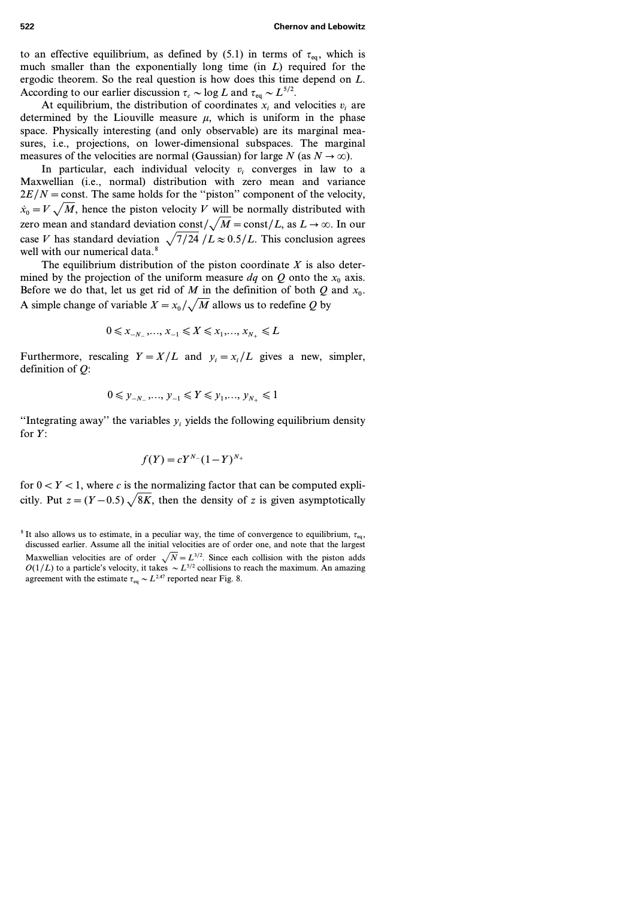to an effective equilibrium, as defined by (5.1) in terms of $\tau_{\text{eq}}$, which is much smaller than the exponentially long time (in $L$) required for the ergodic theorem. So the real question is how does this time depend on $L$. According to our earlier discussion $\tau_c \sim \log L$ and $\tau_{\text{eq}} \sim L^{5/2}$.

At equilibrium, the distribution of coordinates $x_i$ and velocities $v_i$ are determined by the Liouville measure $\mu$, which is uniform in the phase space. Physically interesting (and only observable) are its marginal measures, i.e., projections, on lower-dimensional subspaces. The marginal measures of the velocities are normal (Gaussian) for large $N$ (as $N \to \infty$).

In particular, each individual velocity $v_i$ converges in law to a Maxwellian (i.e., normal) distribution with zero mean and variance $2E/N = \text{const}$. The same holds for the "piston" component of the velocity, $\dot{x}_0 = V\sqrt{M}$, hence the piston velocity $V$ will be normally distributed with zero mean and standard deviation $\text{const}/\sqrt{M} = \text{const}/L$, as $L \to \infty$. In our case $V$ has standard deviation $\sqrt{7/24}\,/L \approx 0.5/L$. This conclusion agrees well with our numerical data.[8]

The equilibrium distribution of the piston coordinate $X$ is also determined by the projection of the uniform measure $dq$ on $Q$ onto the $x_0$ axis. Before we do that, let us get rid of $M$ in the definition of both $Q$ and $x_0$. A simple change of variable $X = x_0/\sqrt{M}$ allows us to redefine $Q$ by

$$0 \leqslant x_{-N_-},\ldots, x_{-1} \leqslant X \leqslant x_1,\ldots, x_{N_+} \leqslant L$$

Furthermore, rescaling $Y = X/L$ and $y_i = x_i/L$ gives a new, simpler, definition of $Q$:

$$0 \leqslant y_{-N_-},\ldots, y_{-1} \leqslant Y \leqslant y_1,\ldots, y_{N_+} \leqslant 1$$

"Integrating away" the variables $y_i$ yields the following equilibrium density for $Y$:

$$f(Y) = cY^{N_-}(1-Y)^{N_+}$$

for $0 < Y < 1$, where $c$ is the normalizing factor that can be computed explicitly. Put $z = (Y - 0.5)\sqrt{8K}$, then the density of $z$ is given asymptotically

[8] It also allows us to estimate, in a peculiar way, the time of convergence to equilibrium, $\tau_{\text{eq}}$, discussed earlier. Assume all the initial velocities are of order one, and note that the largest Maxwellian velocities are of order $\sqrt{N} = L^{3/2}$. Since each collision with the piston adds $O(1/L)$ to a particle's velocity, it takes $\sim L^{5/2}$ collisions to reach the maximum. An amazing agreement with the estimate $\tau_{\text{eq}} \sim L^{2.47}$ reported near Fig. 8.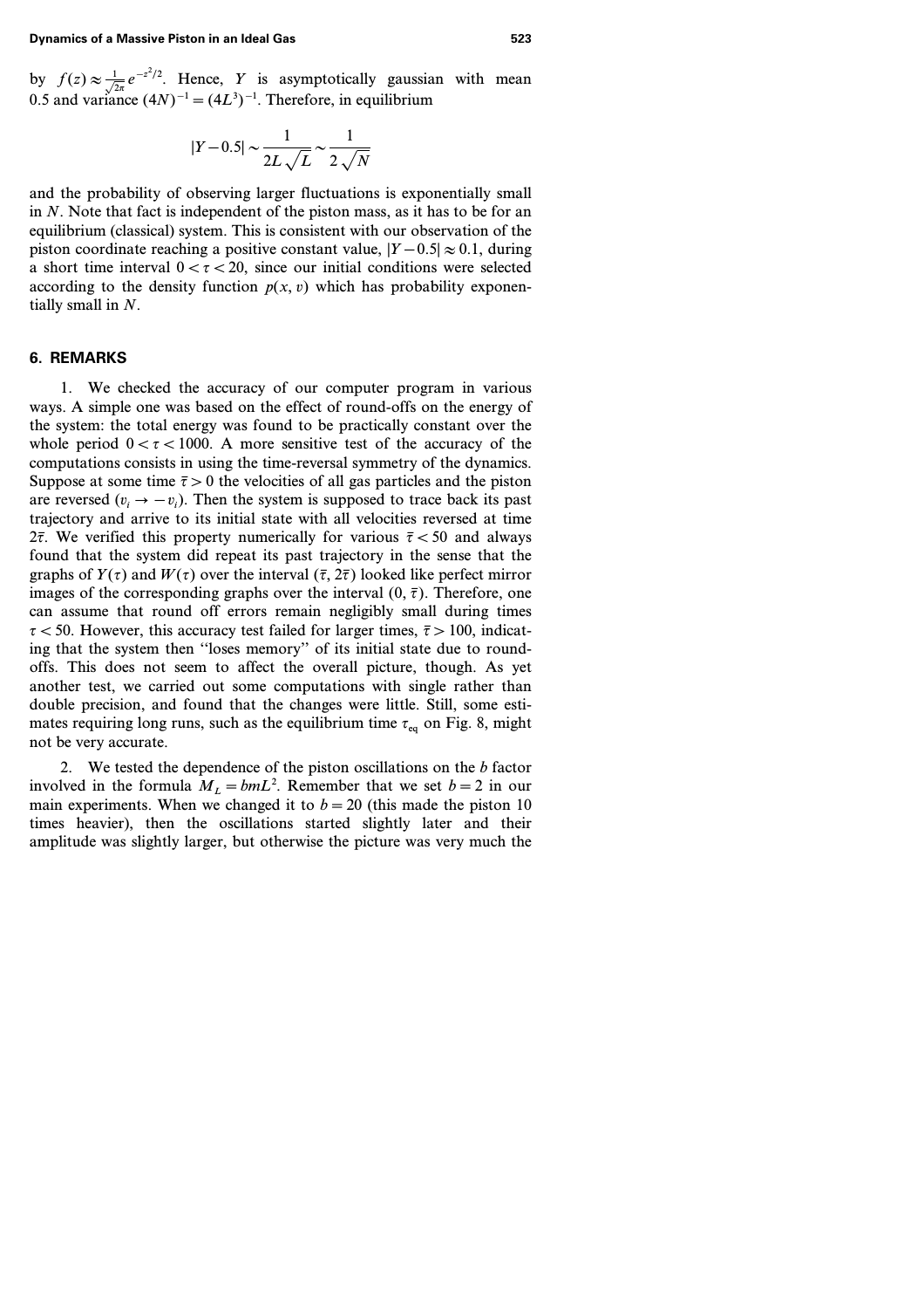by $f(z) \approx \frac{1}{\sqrt{2\pi}} e^{-z^2/2}$. Hence, $Y$ is asymptotically gaussian with mean 0.5 and variance $(4N)^{-1} = (4L^3)^{-1}$. Therefore, in equilibrium

$$|Y - 0.5| \sim \frac{1}{2L\sqrt{L}} \sim \frac{1}{2\sqrt{N}}$$

and the probability of observing larger fluctuations is exponentially small in $N$. Note that fact is independent of the piston mass, as it has to be for an equilibrium (classical) system. This is consistent with our observation of the piston coordinate reaching a positive constant value, $|Y - 0.5| \approx 0.1$, during a short time interval $0 < \tau < 20$, since our initial conditions were selected according to the density function $p(x, v)$ which has probability exponentially small in $N$.

## 6. REMARKS

1. We checked the accuracy of our computer program in various ways. A simple one was based on the effect of round-offs on the energy of the system: the total energy was found to be practically constant over the whole period $0 < \tau < 1000$. A more sensitive test of the accuracy of the computations consists in using the time-reversal symmetry of the dynamics. Suppose at some time $\bar{\tau} > 0$ the velocities of all gas particles and the piston are reversed ($v_i \to -v_i$). Then the system is supposed to trace back its past trajectory and arrive to its initial state with all velocities reversed at time $2\bar{\tau}$. We verified this property numerically for various $\bar{\tau} < 50$ and always found that the system did repeat its past trajectory in the sense that the graphs of $Y(\tau)$ and $W(\tau)$ over the interval $(\bar{\tau}, 2\bar{\tau})$ looked like perfect mirror images of the corresponding graphs over the interval $(0, \bar{\tau})$. Therefore, one can assume that round off errors remain negligibly small during times $\tau < 50$. However, this accuracy test failed for larger times, $\bar{\tau} > 100$, indicating that the system then "loses memory" of its initial state due to round-offs. This does not seem to affect the overall picture, though. As yet another test, we carried out some computations with single rather than double precision, and found that the changes were little. Still, some estimates requiring long runs, such as the equilibrium time $\tau_{\text{eq}}$ on Fig. 8, might not be very accurate.

2. We tested the dependence of the piston oscillations on the $b$ factor involved in the formula $M_L = bmL^2$. Remember that we set $b = 2$ in our main experiments. When we changed it to $b = 20$ (this made the piston 10 times heavier), then the oscillations started slightly later and their amplitude was slightly larger, but otherwise the picture was very much the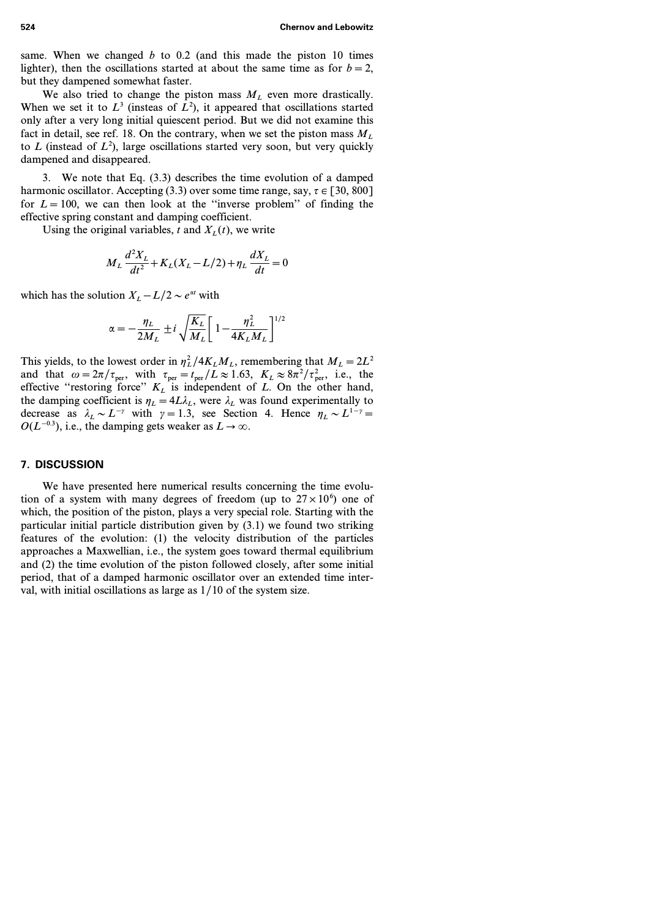same. When we changed $b$ to 0.2 (and this made the piston 10 times lighter), then the oscillations started at about the same time as for $b = 2$, but they dampened somewhat faster.

We also tried to change the piston mass $M_L$ even more drastically. When we set it to $L^3$ (insteas of $L^2$), it appeared that oscillations started only after a very long initial quiescent period. But we did not examine this fact in detail, see ref. 18. On the contrary, when we set the piston mass $M_L$ to $L$ (instead of $L^2$), large oscillations started very soon, but very quickly dampened and disappeared.

3. We note that Eq. (3.3) describes the time evolution of a damped harmonic oscillator. Accepting (3.3) over some time range, say, $\tau \in [30, 800]$ for $L = 100$, we can then look at the "inverse problem" of finding the effective spring constant and damping coefficient.

Using the original variables, $t$ and $X_L(t)$, we write

$$M_L \frac{d^2 X_L}{dt^2} + K_L(X_L - L/2) + \eta_L \frac{dX_L}{dt} = 0$$

which has the solution $X_L - L/2 \sim e^{\alpha t}$ with

$$\alpha = -\frac{\eta_L}{2M_L} \pm i \sqrt{\frac{K_L}{M_L}} \left[ 1 - \frac{\eta_L^2}{4K_L M_L} \right]^{1/2}$$

This yields, to the lowest order in $\eta_L^2/4K_L M_L$, remembering that $M_L = 2L^2$ and that $\omega = 2\pi/\tau_{\text{per}}$, with $\tau_{\text{per}} = t_{\text{per}}/L \approx 1.63$, $K_L \approx 8\pi^2/\tau_{\text{per}}^2$, i.e., the effective "restoring force" $K_L$ is independent of $L$. On the other hand, the damping coefficient is $\eta_L = 4L\lambda_L$, were $\lambda_L$ was found experimentally to decrease as $\lambda_L \sim L^{-\gamma}$ with $\gamma = 1.3$, see Section 4. Hence $\eta_L \sim L^{1-\gamma} = O(L^{-0.3})$, i.e., the damping gets weaker as $L \to \infty$.

## 7. DISCUSSION

We have presented here numerical results concerning the time evolution of a system with many degrees of freedom (up to $27 \times 10^6$) one of which, the position of the piston, plays a very special role. Starting with the particular initial particle distribution given by (3.1) we found two striking features of the evolution: (1) the velocity distribution of the particles approaches a Maxwellian, i.e., the system goes toward thermal equilibrium and (2) the time evolution of the piston followed closely, after some initial period, that of a damped harmonic oscillator over an extended time interval, with initial oscillations as large as 1/10 of the system size.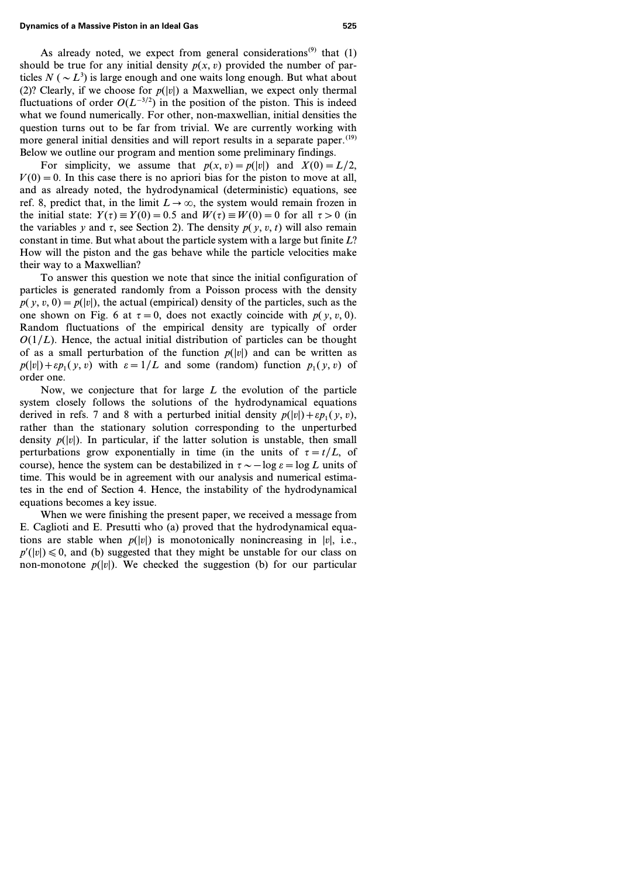As already noted, we expect from general considerations[9] that (1) should be true for any initial density $p(x, v)$ provided the number of particles $N$ ($\sim L^3$) is large enough and one waits long enough. But what about (2)? Clearly, if we choose for $p(|v|)$ a Maxwellian, we expect only thermal fluctuations of order $O(L^{-3/2})$ in the position of the piston. This is indeed what we found numerically. For other, non-maxwellian, initial densities the question turns out to be far from trivial. We are currently working with more general initial densities and will report results in a separate paper.[19] Below we outline our program and mention some preliminary findings.

For simplicity, we assume that $p(x, v) = p(|v|)$ and $X(0) = L/2$, $V(0) = 0$. In this case there is no apriori bias for the piston to move at all, and as already noted, the hydrodynamical (deterministic) equations, see ref. 8, predict that, in the limit $L \to \infty$, the system would remain frozen in the initial state: $Y(\tau) \equiv Y(0) = 0.5$ and $W(\tau) \equiv W(0) = 0$ for all $\tau > 0$ (in the variables $y$ and $\tau$, see Section 2). The density $p(y, v, t)$ will also remain constant in time. But what about the particle system with a large but finite $L$? How will the piston and the gas behave while the particle velocities make their way to a Maxwellian?

To answer this question we note that since the initial configuration of particles is generated randomly from a Poisson process with the density $p(y, v, 0) = p(|v|)$, the actual (empirical) density of the particles, such as the one shown on Fig. 6 at $\tau = 0$, does not exactly coincide with $p(y, v, 0)$. Random fluctuations of the empirical density are typically of order $O(1/L)$. Hence, the actual initial distribution of particles can be thought of as a small perturbation of the function $p(|v|)$ and can be written as $p(|v|) + \varepsilon p_1(y, v)$ with $\varepsilon = 1/L$ and some (random) function $p_1(y, v)$ of order one.

Now, we conjecture that for large $L$ the evolution of the particle system closely follows the solutions of the hydrodynamical equations derived in refs. 7 and 8 with a perturbed initial density $p(|v|) + \varepsilon p_1(y, v)$, rather than the stationary solution corresponding to the unperturbed density $p(|v|)$. In particular, if the latter solution is unstable, then small perturbations grow exponentially in time (in the units of $\tau = t/L$, of course), hence the system can be destabilized in $\tau \sim -\log \varepsilon = \log L$ units of time. This would be in agreement with our analysis and numerical estimates in the end of Section 4. Hence, the instability of the hydrodynamical equations becomes a key issue.

When we were finishing the present paper, we received a message from E. Caglioti and E. Presutti who (a) proved that the hydrodynamical equations are stable when $p(|v|)$ is monotonically nonincreasing in $|v|$, i.e., $p'(|v|) \leqslant 0$, and (b) suggested that they might be unstable for our class on non-monotone $p(|v|)$. We checked the suggestion (b) for our particular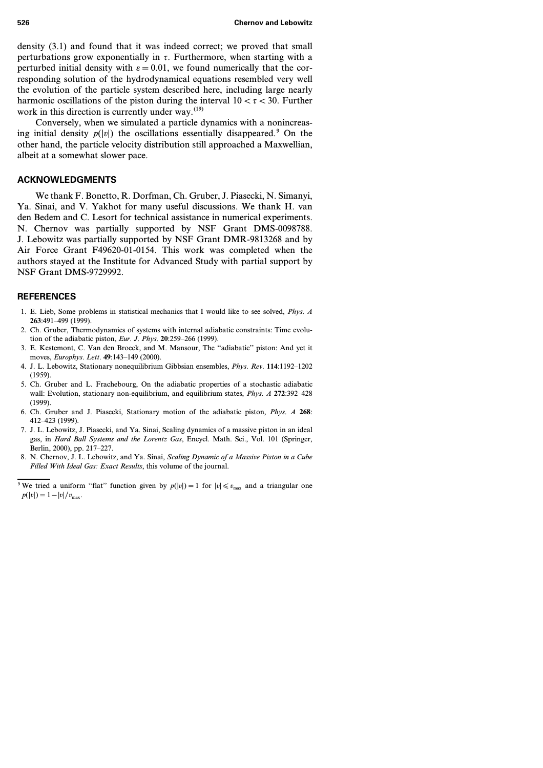density (3.1) and found that it was indeed correct; we proved that small perturbations grow exponentially in $\tau$. Furthermore, when starting with a perturbed initial density with $\varepsilon = 0.01$, we found numerically that the corresponding solution of the hydrodynamical equations resembled very well the evolution of the particle system described here, including large nearly harmonic oscillations of the piston during the interval $10 < \tau < 30$. Further work in this direction is currently under way.[19]

Conversely, when we simulated a particle dynamics with a nonincreasing initial density $p(|v|)$ the oscillations essentially disappeared.[9] On the other hand, the particle velocity distribution still approached a Maxwellian, albeit at a somewhat slower pace.

## ACKNOWLEDGMENTS

We thank F. Bonetto, R. Dorfman, Ch. Gruber, J. Piasecki, N. Simanyi, Ya. Sinai, and V. Yakhot for many useful discussions. We thank H. van den Bedem and C. Lesort for technical assistance in numerical experiments. N. Chernov was partially supported by NSF Grant DMS-0098788. J. Lebowitz was partially supported by NSF Grant DMR-9813268 and by Air Force Grant F49620-01-0154. This work was completed when the authors stayed at the Institute for Advanced Study with partial support by NSF Grant DMS-9729992.

## REFERENCES

1. E. Lieb, Some problems in statistical mechanics that I would like to see solved, *Phys. A* **263**:491–499 (1999).
2. Ch. Gruber, Thermodynamics of systems with internal adiabatic constraints: Time evolution of the adiabatic piston, *Eur. J. Phys.* **20**:259–266 (1999).
3. E. Kestemont, C. Van den Broeck, and M. Mansour, The "adiabatic" piston: And yet it moves, *Europhys. Lett.* **49**:143–149 (2000).
4. J. L. Lebowitz, Stationary nonequilibrium Gibbsian ensembles, *Phys. Rev.* **114**:1192–1202 (1959).
5. Ch. Gruber and L. Frachebourg, On the adiabatic properties of a stochastic adiabatic wall: Evolution, stationary non-equilibrium, and equilibrium states, *Phys. A* **272**:392–428 (1999).
6. Ch. Gruber and J. Piasecki, Stationary motion of the adiabatic piston, *Phys. A* **268**: 412–423 (1999).
7. J. L. Lebowitz, J. Piasecki, and Ya. Sinai, Scaling dynamics of a massive piston in an ideal gas, in *Hard Ball Systems and the Lorentz Gas*, Encycl. Math. Sci., Vol. 101 (Springer, Berlin, 2000), pp. 217–227.
8. N. Chernov, J. L. Lebowitz, and Ya. Sinai, *Scaling Dynamic of a Massive Piston in a Cube Filled With Ideal Gas: Exact Results*, this volume of the journal.

[9] We tried a uniform "flat" function given by $p(|v|) = 1$ for $|v| \leqslant v_{\max}$ and a triangular one $p(|v|) = 1 - |v|/v_{\max}$.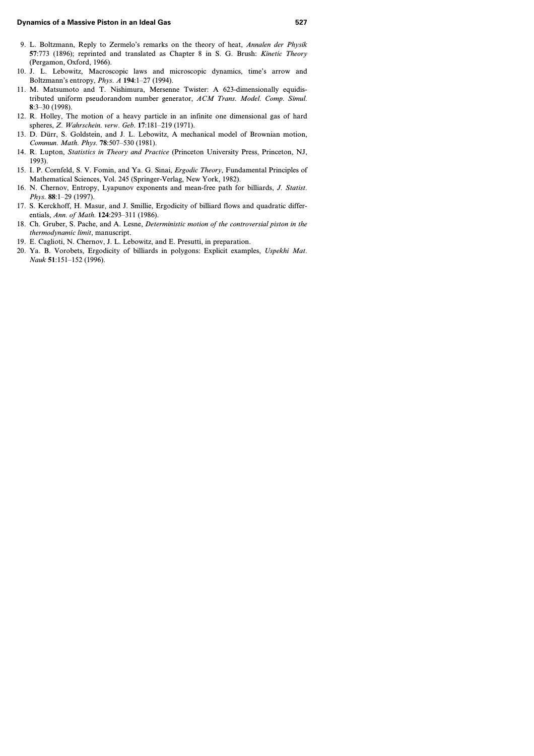9. L. Boltzmann, Reply to Zermelo's remarks on the theory of heat, *Annalen der Physik* **57**:773 (1896); reprinted and translated as Chapter 8 in S. G. Brush: *Kinetic Theory* (Pergamon, Oxford, 1966).
10. J. L. Lebowitz, Macroscopic laws and microscopic dynamics, time's arrow and Boltzmann's entropy, *Phys. A* **194**:1–27 (1994).
11. M. Matsumoto and T. Nishimura, Mersenne Twister: A 623-dimensionally equidistributed uniform pseudorandom number generator, *ACM Trans. Model. Comp. Simul.* **8**:3–30 (1998).
12. R. Holley, The motion of a heavy particle in an infinite one dimensional gas of hard spheres, *Z. Wahrschein. verw. Geb.* **17**:181–219 (1971).
13. D. Dürr, S. Goldstein, and J. L. Lebowitz, A mechanical model of Brownian motion, *Commun. Math. Phys.* **78**:507–530 (1981).
14. R. Lupton, *Statistics in Theory and Practice* (Princeton University Press, Princeton, NJ, 1993).
15. I. P. Cornfeld, S. V. Fomin, and Ya. G. Sinai, *Ergodic Theory*, Fundamental Principles of Mathematical Sciences, Vol. 245 (Springer-Verlag, New York, 1982).
16. N. Chernov, Entropy, Lyapunov exponents and mean-free path for billiards, *J. Statist. Phys.* **88**:1–29 (1997).
17. S. Kerckhoff, H. Masur, and J. Smillie, Ergodicity of billiard flows and quadratic differentials, *Ann. of Math.* **124**:293–311 (1986).
18. Ch. Gruber, S. Pache, and A. Lesne, *Deterministic motion of the controversial piston in the thermodynamic limit*, manuscript.
19. E. Caglioti, N. Chernov, J. L. Lebowitz, and E. Presutti, in preparation.
20. Ya. B. Vorobets, Ergodicity of billiards in polygons: Explicit examples, *Uspekhi Mat. Nauk* **51**:151–152 (1996).